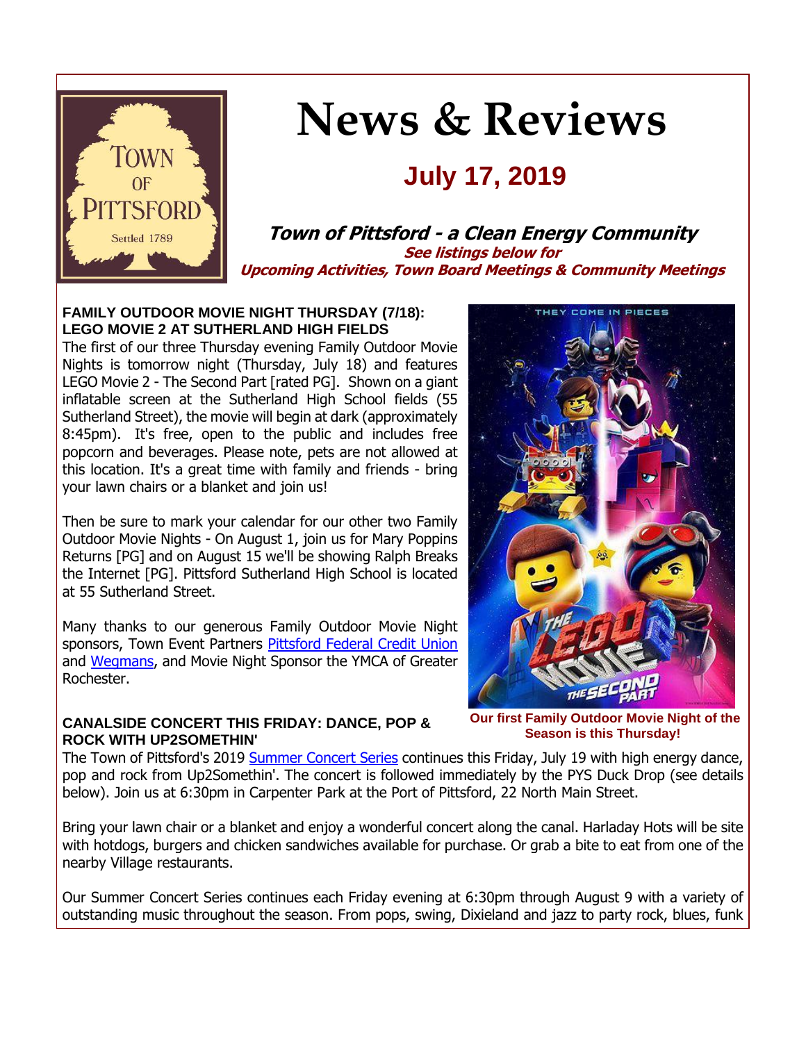# News & Reviews

## July 17, 2019

**Town of Pittsford - a Clean Energy Community**

**See listings below for Upcoming Activities, Town Board Meetings & Community Meetings**

### FAMILY OUTDOOR MOVIE NIGHT THURSDAY (7/18): LEGO MOVIE 2 AT SUTHERLAND HIGH FIELDS

The first of our three Thursday evening Family Outdoor Movie Nights is tomorrow night (Thursday, July 18) and features LEGO Movie 2 - The Second Part [rated PG]. Shown on a giant inflatable screen at the Sutherland High School fields (55 Sutherland Street), the movie will begin at dark (approximately 8:45pm). It's free, open to the public and includes free popcorn and beverages. Please note, pets are not allowed at this location. It's a great time with family and friends - bring your lawn chairs or a blanket and join us!

Then be sure to mark your calendar for our other two Family Outdoor Movie Nights - On August 1, join us for Mary Poppins Returns [PG] and on August 15 we'll be showing Ralph Breaks the Internet [PG]. Pittsford Sutherland High School is located at 55 Sutherland Street.

Many thanks to our generous Family Outdoor Movie Night sponsors, Town Event Partners Pittsford Federal Credit Union and Wegmans, and Movie Night Sponsor the YMCA of Greater Rochester.

**Our first Family Outdoor Movie Night of the Season is this Thursday!**

### CANALSIDE CONCERT THIS FRIDAY: DANCE, POP & ROCK WITH UP2SOMETHIN'

The Town of Pittsford's 2019 Summer Concert Series continues this Friday, July 19 with high energy dance, pop and rock from Up2Somethin'. The concert is followed immediately by the PYS Duck Drop (see details below). Join us at 6:30pm in Carpenter Park at the Port of Pittsford, 22 North Main Street.

Bring your lawn chair or a blanket and enjoy a wonderful concert along the canal. Harladay Hots will be site with hotdogs, burgers and chicken sandwiches available for purchase. Or grab a bite to eat from one of the nearby Village restaurants.

Our Summer Concert Series continues each Friday evening at 6:30pm through August 9 with a variety of outstanding music throughout the season. From pops, swing, Dixieland and jazz to party rock, blues, funk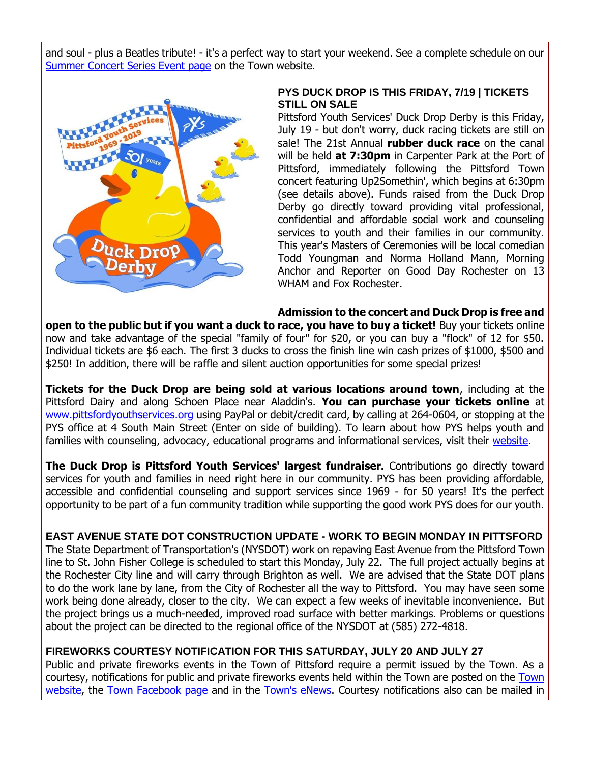and soul - plus a Beatles tribute! - it's a perfect way to start your weekend. See a complete schedule on our [Summer Concert Series Event page](#) on the Town website.

### PYS DUCK DROP IS THIS FRIDAY, 7/19 | TICKETS STILL ON SALE

Pittsford Youth Services' Duck Drop Derby is this Friday, July 19 - but don't worry, duck racing tickets are still on sale! The 21st Annual **rubber duck race** on the canal will be held **at 7:30pm** in Carpenter Park at the Port of Pittsford, immediately following the Pittsford Town concert featuring Up2Somethin', which begins at 6:30pm (see details above). Funds raised from the Duck Drop Derby go directly toward providing vital professional, confidential and affordable social work and counseling services to youth and their families in our community. This year's Masters of Ceremonies will be local comedian Todd Youngman and Norma Holland Mann, Morning Anchor and Reporter on Good Day Rochester on 13 WHAM and Fox Rochester.

**Admission to the concert and Duck Drop is free and open to the public but if you want a duck to race, you have to buy a ticket!** Buy your tickets online now and take advantage of the special "family of four" for $20, or you can buy a "flock" of 12 for $50. Individual tickets are $6 each. The first 3 ducks to cross the finish line win cash prizes of $1000, $500 and $250! In addition, there will be raffle and silent auction opportunities for some special prizes!

**Tickets for the Duck Drop are being sold at various locations around town**, including at the Pittsford Dairy and along Schoen Place near Aladdin's. **You can purchase your tickets online** at [www.pittsfordyouthservices.org](http://www.pittsfordyouthservices.org) using PayPal or debit/credit card, by calling at 264-0604, or stopping at the PYS office at 4 South Main Street (Enter on side of building). To learn about how PYS helps youth and families with counseling, advocacy, educational programs and informational services, visit their [website](#).

**The Duck Drop is Pittsford Youth Services' largest fundraiser.** Contributions go directly toward services for youth and families in need right here in our community. PYS has been providing affordable, accessible and confidential counseling and support services since 1969 - for 50 years! It's the perfect opportunity to be part of a fun community tradition while supporting the good work PYS does for our youth.

### EAST AVENUE STATE DOT CONSTRUCTION UPDATE - WORK TO BEGIN MONDAY IN PITTSFORD

The State Department of Transportation's (NYSDOT) work on repaving East Avenue from the Pittsford Town line to St. John Fisher College is scheduled to start this Monday, July 22. The full project actually begins at the Rochester City line and will carry through Brighton as well. We are advised that the State DOT plans to do the work lane by lane, from the City of Rochester all the way to Pittsford. You may have seen some work being done already, closer to the city. We can expect a few weeks of inevitable inconvenience. But the project brings us a much-needed, improved road surface with better markings. Problems or questions about the project can be directed to the regional office of the NYSDOT at (585) 272-4818.

### FIREWORKS COURTESY NOTIFICATION FOR THIS SATURDAY, JULY 20 AND JULY 27

Public and private fireworks events in the Town of Pittsford require a permit issued by the Town. As a courtesy, notifications for public and private fireworks events held within the Town are posted on the [Town website](#), the [Town Facebook page](#) and in the [Town's eNews](#). Courtesy notifications also can be mailed in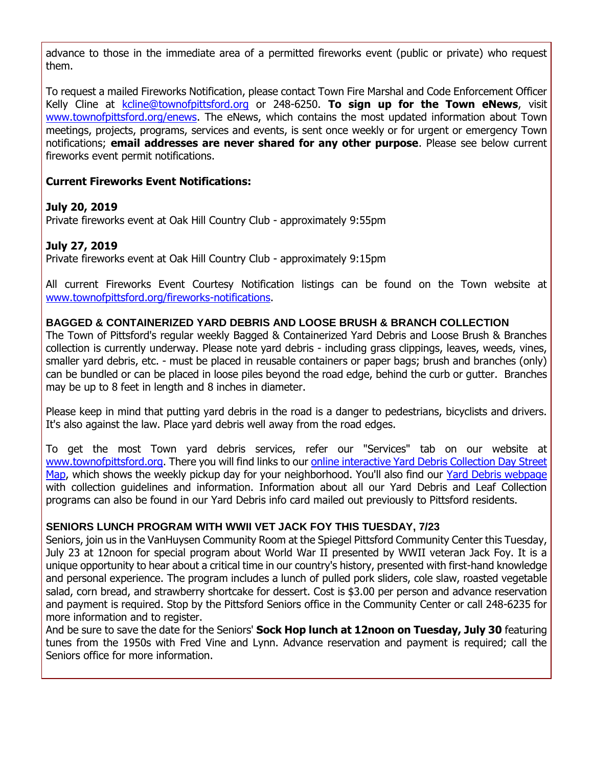advance to those in the immediate area of a permitted fireworks event (public or private) who request them.

To request a mailed Fireworks Notification, please contact Town Fire Marshal and Code Enforcement Officer Kelly Cline at [kcline@townofpittsford.org](mailto:kcline@townofpittsford.org) or 248-6250. **To sign up for the Town eNews**, visit [www.townofpittsford.org/enews](http://www.townofpittsford.org/enews). The eNews, which contains the most updated information about Town meetings, projects, programs, services and events, is sent once weekly or for urgent or emergency Town notifications; **email addresses are never shared for any other purpose**. Please see below current fireworks event permit notifications.

**Current Fireworks Event Notifications:**

**July 20, 2019**
Private fireworks event at Oak Hill Country Club - approximately 9:55pm

**July 27, 2019**
Private fireworks event at Oak Hill Country Club - approximately 9:15pm

All current Fireworks Event Courtesy Notification listings can be found on the Town website at [www.townofpittsford.org/fireworks-notifications](http://www.townofpittsford.org/fireworks-notifications).

### BAGGED & CONTAINERIZED YARD DEBRIS AND LOOSE BRUSH & BRANCH COLLECTION

The Town of Pittsford's regular weekly Bagged & Containerized Yard Debris and Loose Brush & Branches collection is currently underway. Please note yard debris - including grass clippings, leaves, weeds, vines, smaller yard debris, etc. - must be placed in reusable containers or paper bags; brush and branches (only) can be bundled or can be placed in loose piles beyond the road edge, behind the curb or gutter. Branches may be up to 8 feet in length and 8 inches in diameter.

Please keep in mind that putting yard debris in the road is a danger to pedestrians, bicyclists and drivers. It's also against the law. Place yard debris well away from the road edges.

To get the most Town yard debris services, refer our "Services" tab on our website at [www.townofpittsford.org](http://www.townofpittsford.org). There you will find links to our online interactive Yard Debris Collection Day Street Map, which shows the weekly pickup day for your neighborhood. You'll also find our Yard Debris webpage with collection guidelines and information. Information about all our Yard Debris and Leaf Collection programs can also be found in our Yard Debris info card mailed out previously to Pittsford residents.

### SENIORS LUNCH PROGRAM WITH WWII VET JACK FOY THIS TUESDAY, 7/23

Seniors, join us in the VanHuysen Community Room at the Spiegel Pittsford Community Center this Tuesday, July 23 at 12noon for special program about World War II presented by WWII veteran Jack Foy. It is a unique opportunity to hear about a critical time in our country's history, presented with first-hand knowledge and personal experience. The program includes a lunch of pulled pork sliders, cole slaw, roasted vegetable salad, corn bread, and strawberry shortcake for dessert. Cost is $3.00 per person and advance reservation and payment is required. Stop by the Pittsford Seniors office in the Community Center or call 248-6235 for more information and to register.
And be sure to save the date for the Seniors' **Sock Hop lunch at 12noon on Tuesday, July 30** featuring tunes from the 1950s with Fred Vine and Lynn. Advance reservation and payment is required; call the Seniors office for more information.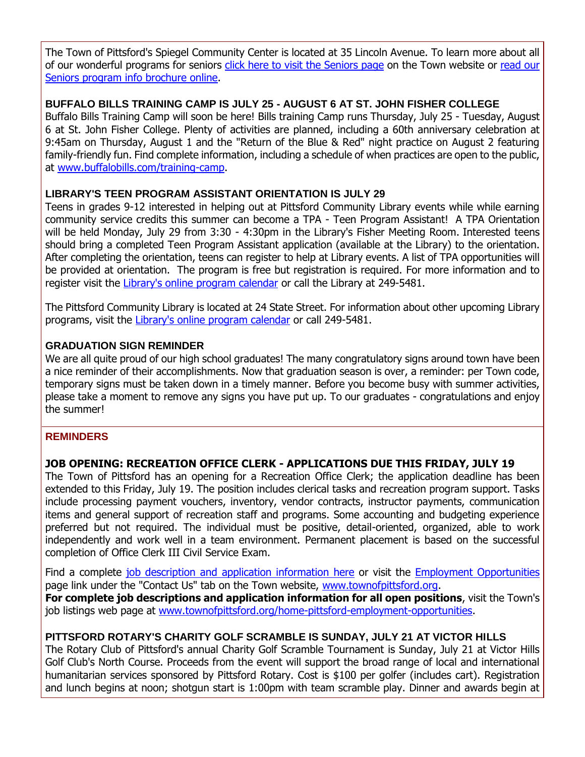The Town of Pittsford's Spiegel Community Center is located at 35 Lincoln Avenue. To learn more about all of our wonderful programs for seniors click here to visit the Seniors page on the Town website or read our Seniors program info brochure online.

### BUFFALO BILLS TRAINING CAMP IS JULY 25 - AUGUST 6 AT ST. JOHN FISHER COLLEGE

Buffalo Bills Training Camp will soon be here! Bills training Camp runs Thursday, July 25 - Tuesday, August 6 at St. John Fisher College. Plenty of activities are planned, including a 60th anniversary celebration at 9:45am on Thursday, August 1 and the "Return of the Blue & Red" night practice on August 2 featuring family-friendly fun. Find complete information, including a schedule of when practices are open to the public, at www.buffalobills.com/training-camp.

### LIBRARY'S TEEN PROGRAM ASSISTANT ORIENTATION IS JULY 29

Teens in grades 9-12 interested in helping out at Pittsford Community Library events while while earning community service credits this summer can become a TPA - Teen Program Assistant! A TPA Orientation will be held Monday, July 29 from 3:30 - 4:30pm in the Library's Fisher Meeting Room. Interested teens should bring a completed Teen Program Assistant application (available at the Library) to the orientation. After completing the orientation, teens can register to help at Library events. A list of TPA opportunities will be provided at orientation. The program is free but registration is required. For more information and to register visit the Library's online program calendar or call the Library at 249-5481.

The Pittsford Community Library is located at 24 State Street. For information about other upcoming Library programs, visit the Library's online program calendar or call 249-5481.

### GRADUATION SIGN REMINDER

We are all quite proud of our high school graduates! The many congratulatory signs around town have been a nice reminder of their accomplishments. Now that graduation season is over, a reminder: per Town code, temporary signs must be taken down in a timely manner. Before you become busy with summer activities, please take a moment to remove any signs you have put up. To our graduates - congratulations and enjoy the summer!

## REMINDERS

### JOB OPENING: RECREATION OFFICE CLERK - APPLICATIONS DUE THIS FRIDAY, JULY 19

The Town of Pittsford has an opening for a Recreation Office Clerk; the application deadline has been extended to this Friday, July 19. The position includes clerical tasks and recreation program support. Tasks include processing payment vouchers, inventory, vendor contracts, instructor payments, communication items and general support of recreation staff and programs. Some accounting and budgeting experience preferred but not required. The individual must be positive, detail-oriented, organized, able to work independently and work well in a team environment. Permanent placement is based on the successful completion of Office Clerk III Civil Service Exam.

Find a complete job description and application information here or visit the Employment Opportunities page link under the "Contact Us" tab on the Town website, www.townofpittsford.org.
**For complete job descriptions and application information for all open positions**, visit the Town's job listings web page at www.townofpittsford.org/home-pittsford-employment-opportunities.

### PITTSFORD ROTARY'S CHARITY GOLF SCRAMBLE IS SUNDAY, JULY 21 AT VICTOR HILLS

The Rotary Club of Pittsford's annual Charity Golf Scramble Tournament is Sunday, July 21 at Victor Hills Golf Club's North Course. Proceeds from the event will support the broad range of local and international humanitarian services sponsored by Pittsford Rotary. Cost is $100 per golfer (includes cart). Registration and lunch begins at noon; shotgun start is 1:00pm with team scramble play. Dinner and awards begin at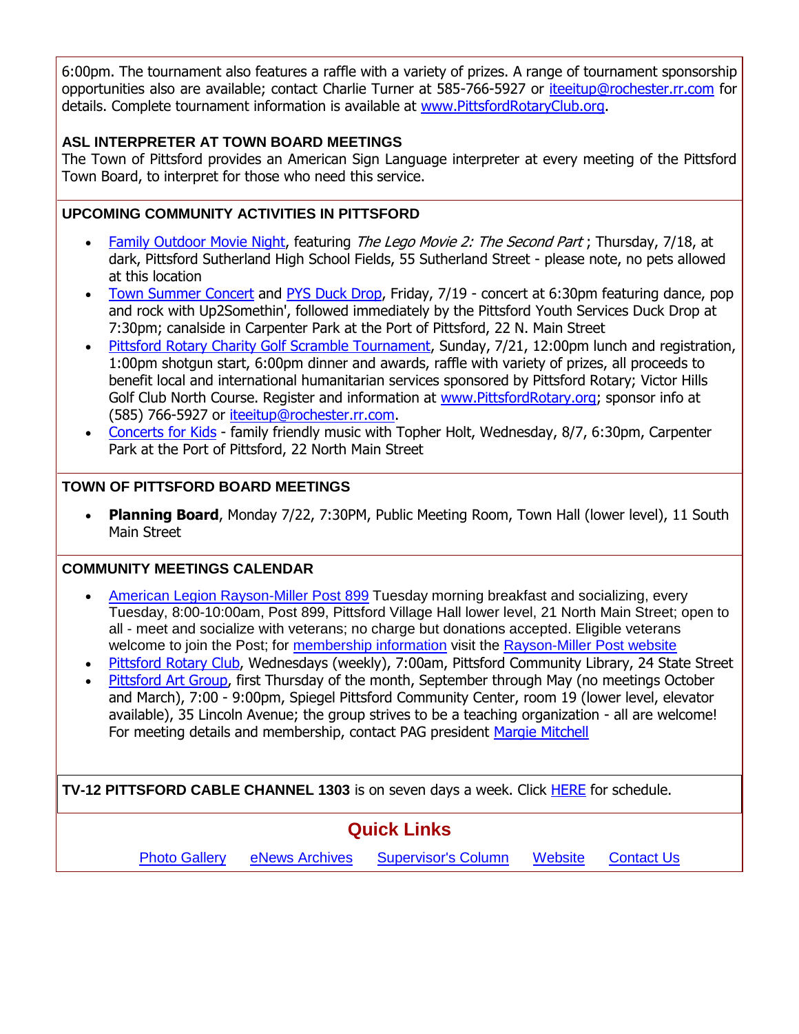6:00pm. The tournament also features a raffle with a variety of prizes. A range of tournament sponsorship opportunities also are available; contact Charlie Turner at 585-766-5927 or iteeitup@rochester.rr.com for details. Complete tournament information is available at www.PittsfordRotaryClub.org.

### ASL INTERPRETER AT TOWN BOARD MEETINGS

The Town of Pittsford provides an American Sign Language interpreter at every meeting of the Pittsford Town Board, to interpret for those who need this service.

### UPCOMING COMMUNITY ACTIVITIES IN PITTSFORD

- Family Outdoor Movie Night, featuring *The Lego Movie 2: The Second Part* ; Thursday, 7/18, at dark, Pittsford Sutherland High School Fields, 55 Sutherland Street - please note, no pets allowed at this location
- Town Summer Concert and PYS Duck Drop, Friday, 7/19 - concert at 6:30pm featuring dance, pop and rock with Up2Somethin', followed immediately by the Pittsford Youth Services Duck Drop at 7:30pm; canalside in Carpenter Park at the Port of Pittsford, 22 N. Main Street
- Pittsford Rotary Charity Golf Scramble Tournament, Sunday, 7/21, 12:00pm lunch and registration, 1:00pm shotgun start, 6:00pm dinner and awards, raffle with variety of prizes, all proceeds to benefit local and international humanitarian services sponsored by Pittsford Rotary; Victor Hills Golf Club North Course. Register and information at www.PittsfordRotary.org; sponsor info at (585) 766-5927 or iteeitup@rochester.rr.com.
- Concerts for Kids - family friendly music with Topher Holt, Wednesday, 8/7, 6:30pm, Carpenter Park at the Port of Pittsford, 22 North Main Street

### TOWN OF PITTSFORD BOARD MEETINGS

- **Planning Board**, Monday 7/22, 7:30PM, Public Meeting Room, Town Hall (lower level), 11 South Main Street

### COMMUNITY MEETINGS CALENDAR

- American Legion Rayson-Miller Post 899 Tuesday morning breakfast and socializing, every Tuesday, 8:00-10:00am, Post 899, Pittsford Village Hall lower level, 21 North Main Street; open to all - meet and socialize with veterans; no charge but donations accepted. Eligible veterans welcome to join the Post; for membership information visit the Rayson-Miller Post website
- Pittsford Rotary Club, Wednesdays (weekly), 7:00am, Pittsford Community Library, 24 State Street
- Pittsford Art Group, first Thursday of the month, September through May (no meetings October and March), 7:00 - 9:00pm, Spiegel Pittsford Community Center, room 19 (lower level, elevator available), 35 Lincoln Avenue; the group strives to be a teaching organization - all are welcome! For meeting details and membership, contact PAG president Margie Mitchell

**TV-12 PITTSFORD CABLE CHANNEL 1303** is on seven days a week. Click HERE for schedule.

## Quick Links

Photo Gallery    eNews Archives    Supervisor's Column    Website    Contact Us